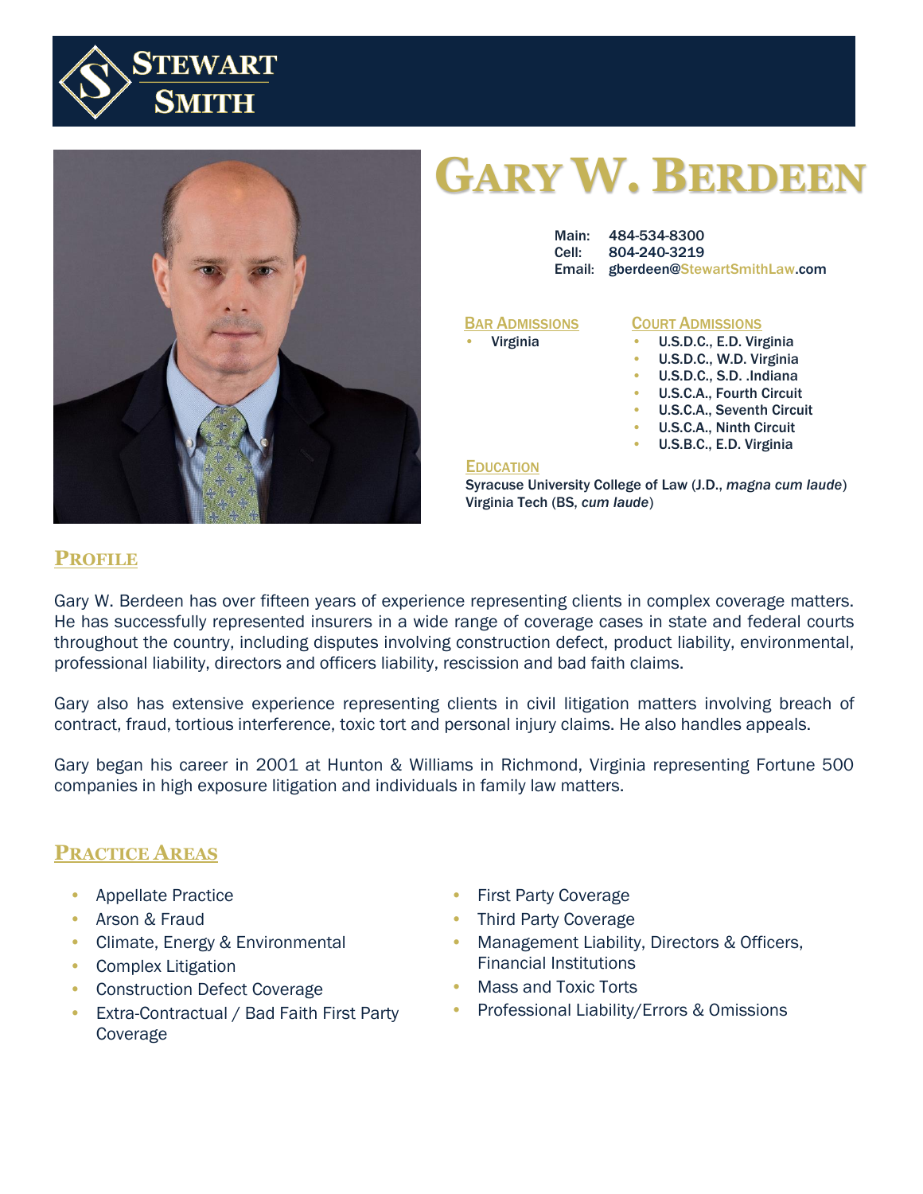# Gary W. Berdeen

Main: 484-534-8300
Cell: 804-240-3219
Email: gberdeen@StewartSmithLaw.com

## Bar Admissions

- Virginia

## Court Admissions

- U.S.D.C., E.D. Virginia
- U.S.D.C., W.D. Virginia
- U.S.D.C., S.D. .Indiana
- U.S.C.A., Fourth Circuit
- U.S.C.A., Seventh Circuit
- U.S.C.A., Ninth Circuit
- U.S.B.C., E.D. Virginia

## Education

Syracuse University College of Law (J.D., *magna cum laude*)
Virginia Tech (BS, *cum laude*)

## Profile

Gary W. Berdeen has over fifteen years of experience representing clients in complex coverage matters. He has successfully represented insurers in a wide range of coverage cases in state and federal courts throughout the country, including disputes involving construction defect, product liability, environmental, professional liability, directors and officers liability, rescission and bad faith claims.

Gary also has extensive experience representing clients in civil litigation matters involving breach of contract, fraud, tortious interference, toxic tort and personal injury claims. He also handles appeals.

Gary began his career in 2001 at Hunton & Williams in Richmond, Virginia representing Fortune 500 companies in high exposure litigation and individuals in family law matters.

## Practice Areas

- Appellate Practice
- Arson & Fraud
- Climate, Energy & Environmental
- Complex Litigation
- Construction Defect Coverage
- Extra-Contractual / Bad Faith First Party Coverage
- First Party Coverage
- Third Party Coverage
- Management Liability, Directors & Officers, Financial Institutions
- Mass and Toxic Torts
- Professional Liability/Errors & Omissions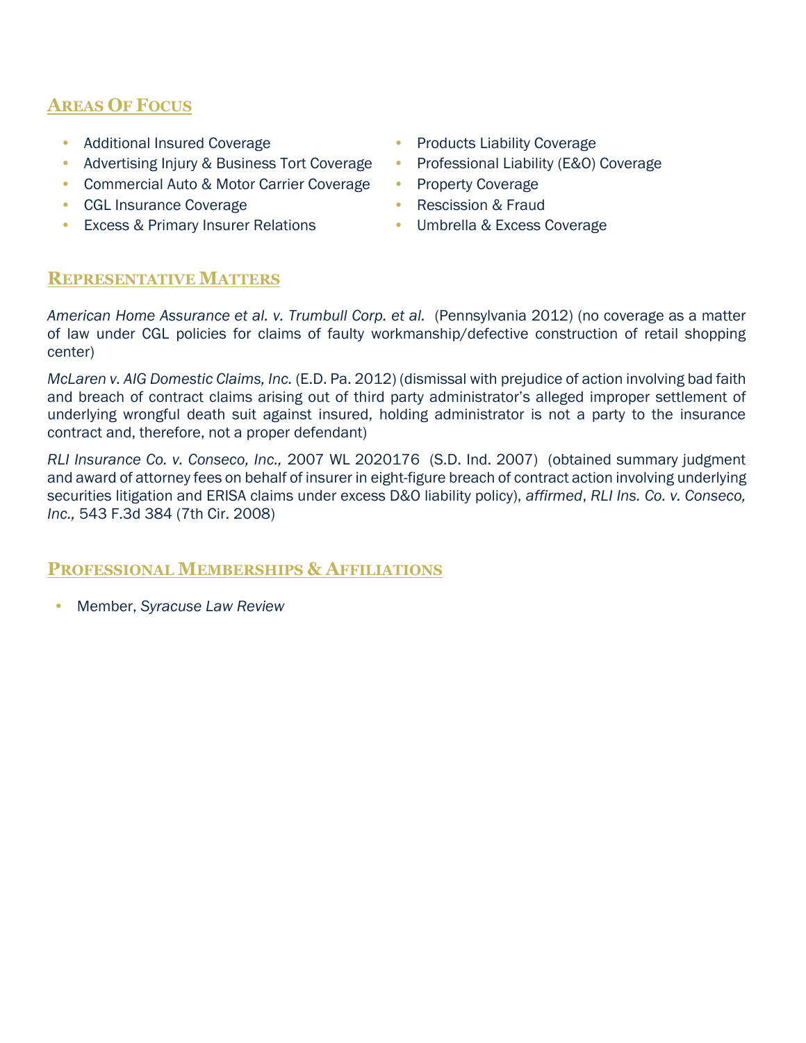## Areas Of Focus

- Additional Insured Coverage
- Advertising Injury & Business Tort Coverage
- Commercial Auto & Motor Carrier Coverage
- CGL Insurance Coverage
- Excess & Primary Insurer Relations
- Products Liability Coverage
- Professional Liability (E&O) Coverage
- Property Coverage
- Rescission & Fraud
- Umbrella & Excess Coverage

## Representative Matters

*American Home Assurance et al. v. Trumbull Corp. et al.* (Pennsylvania 2012) (no coverage as a matter of law under CGL policies for claims of faulty workmanship/defective construction of retail shopping center)

*McLaren v. AIG Domestic Claims, Inc.* (E.D. Pa. 2012) (dismissal with prejudice of action involving bad faith and breach of contract claims arising out of third party administrator's alleged improper settlement of underlying wrongful death suit against insured, holding administrator is not a party to the insurance contract and, therefore, not a proper defendant)

*RLI Insurance Co. v. Conseco, Inc.,* 2007 WL 2020176 (S.D. Ind. 2007) (obtained summary judgment and award of attorney fees on behalf of insurer in eight-figure breach of contract action involving underlying securities litigation and ERISA claims under excess D&O liability policy), *affirmed*, *RLI Ins. Co. v. Conseco, Inc.,* 543 F.3d 384 (7th Cir. 2008)

## Professional Memberships & Affiliations

- Member, *Syracuse Law Review*